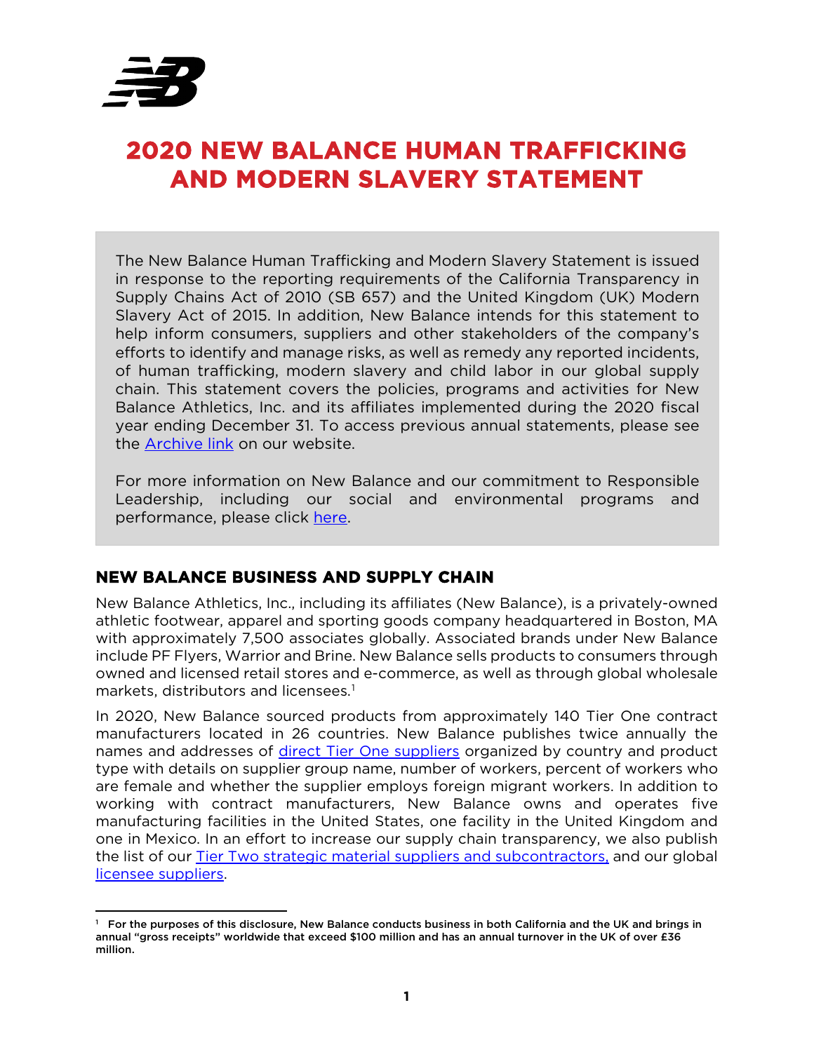# 2020 NEW BALANCE HUMAN TRAFFICKING AND MODERN SLAVERY STATEMENT

The New Balance Human Trafficking and Modern Slavery Statement is issued in response to the reporting requirements of the California Transparency in Supply Chains Act of 2010 (SB 657) and the United Kingdom (UK) Modern Slavery Act of 2015. In addition, New Balance intends for this statement to help inform consumers, suppliers and other stakeholders of the company's efforts to identify and manage risks, as well as remedy any reported incidents, of human trafficking, modern slavery and child labor in our global supply chain. This statement covers the policies, programs and activities for New Balance Athletics, Inc. and its affiliates implemented during the 2020 fiscal year ending December 31. To access previous annual statements, please see the Archive link on our website.

For more information on New Balance and our commitment to Responsible Leadership, including our social and environmental programs and performance, please click here.

## NEW BALANCE BUSINESS AND SUPPLY CHAIN

New Balance Athletics, Inc., including its affiliates (New Balance), is a privately-owned athletic footwear, apparel and sporting goods company headquartered in Boston, MA with approximately 7,500 associates globally. Associated brands under New Balance include PF Flyers, Warrior and Brine. New Balance sells products to consumers through owned and licensed retail stores and e-commerce, as well as through global wholesale markets, distributors and licensees.[1]

In 2020, New Balance sourced products from approximately 140 Tier One contract manufacturers located in 26 countries. New Balance publishes twice annually the names and addresses of direct Tier One suppliers organized by country and product type with details on supplier group name, number of workers, percent of workers who are female and whether the supplier employs foreign migrant workers. In addition to working with contract manufacturers, New Balance owns and operates five manufacturing facilities in the United States, one facility in the United Kingdom and one in Mexico. In an effort to increase our supply chain transparency, we also publish the list of our Tier Two strategic material suppliers and subcontractors, and our global licensee suppliers.

[1] For the purposes of this disclosure, New Balance conducts business in both California and the UK and brings in annual "gross receipts" worldwide that exceed $100 million and has an annual turnover in the UK of over £36 million.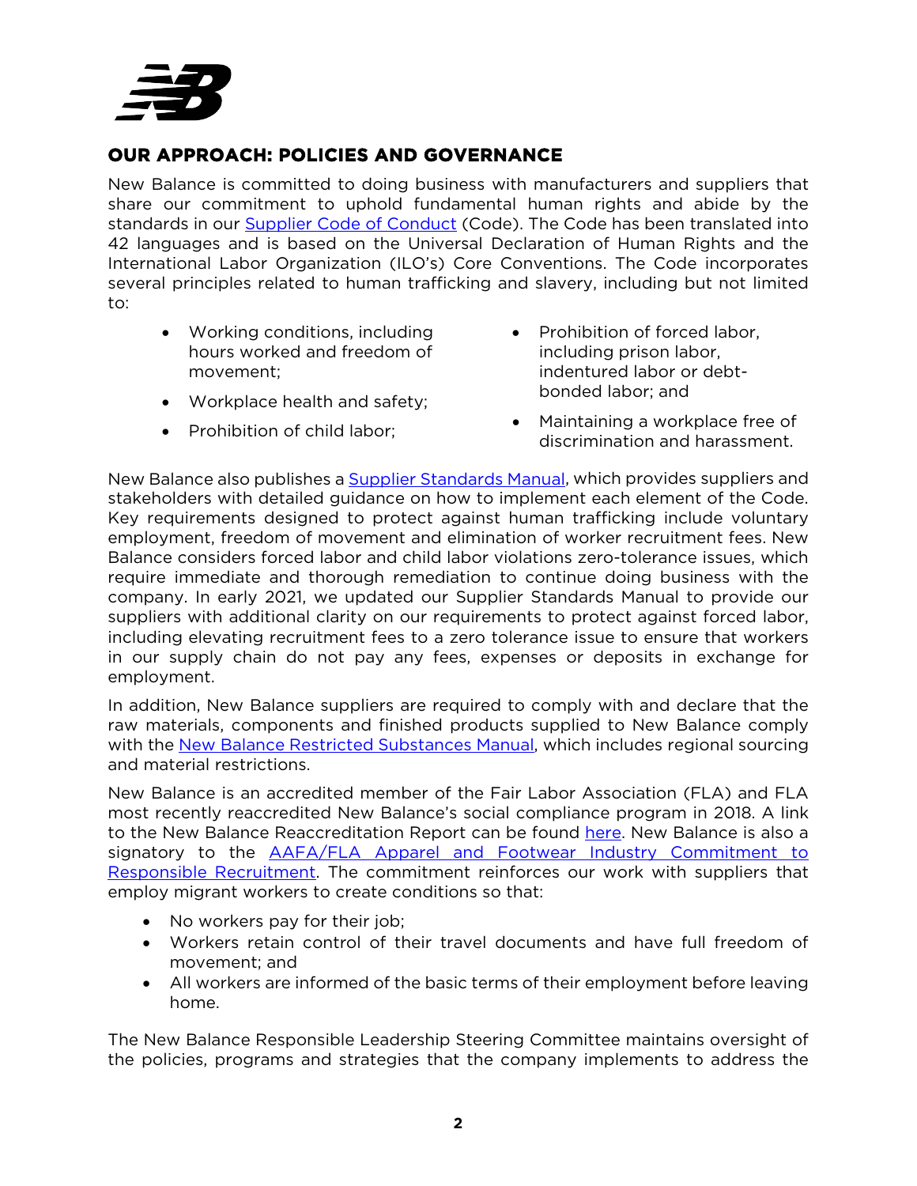## OUR APPROACH: POLICIES AND GOVERNANCE

New Balance is committed to doing business with manufacturers and suppliers that share our commitment to uphold fundamental human rights and abide by the standards in our Supplier Code of Conduct (Code). The Code has been translated into 42 languages and is based on the Universal Declaration of Human Rights and the International Labor Organization (ILO's) Core Conventions. The Code incorporates several principles related to human trafficking and slavery, including but not limited to:

- Working conditions, including hours worked and freedom of movement;
- Workplace health and safety;
- Prohibition of child labor;
- Prohibition of forced labor, including prison labor, indentured labor or debt-bonded labor; and
- Maintaining a workplace free of discrimination and harassment.

New Balance also publishes a Supplier Standards Manual, which provides suppliers and stakeholders with detailed guidance on how to implement each element of the Code. Key requirements designed to protect against human trafficking include voluntary employment, freedom of movement and elimination of worker recruitment fees. New Balance considers forced labor and child labor violations zero-tolerance issues, which require immediate and thorough remediation to continue doing business with the company. In early 2021, we updated our Supplier Standards Manual to provide our suppliers with additional clarity on our requirements to protect against forced labor, including elevating recruitment fees to a zero tolerance issue to ensure that workers in our supply chain do not pay any fees, expenses or deposits in exchange for employment.

In addition, New Balance suppliers are required to comply with and declare that the raw materials, components and finished products supplied to New Balance comply with the New Balance Restricted Substances Manual, which includes regional sourcing and material restrictions.

New Balance is an accredited member of the Fair Labor Association (FLA) and FLA most recently reaccredited New Balance's social compliance program in 2018. A link to the New Balance Reaccreditation Report can be found here. New Balance is also a signatory to the AAFA/FLA Apparel and Footwear Industry Commitment to Responsible Recruitment. The commitment reinforces our work with suppliers that employ migrant workers to create conditions so that:

- No workers pay for their job;
- Workers retain control of their travel documents and have full freedom of movement; and
- All workers are informed of the basic terms of their employment before leaving home.

The New Balance Responsible Leadership Steering Committee maintains oversight of the policies, programs and strategies that the company implements to address the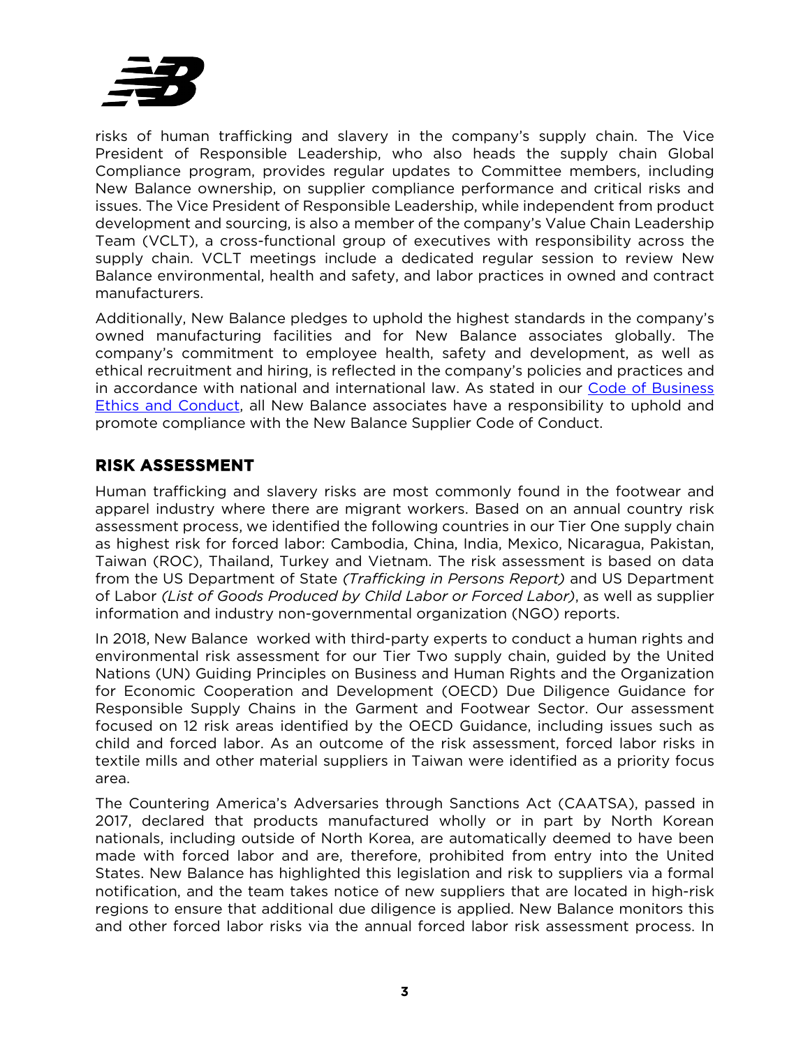risks of human trafficking and slavery in the company's supply chain. The Vice President of Responsible Leadership, who also heads the supply chain Global Compliance program, provides regular updates to Committee members, including New Balance ownership, on supplier compliance performance and critical risks and issues. The Vice President of Responsible Leadership, while independent from product development and sourcing, is also a member of the company's Value Chain Leadership Team (VCLT), a cross-functional group of executives with responsibility across the supply chain. VCLT meetings include a dedicated regular session to review New Balance environmental, health and safety, and labor practices in owned and contract manufacturers.

Additionally, New Balance pledges to uphold the highest standards in the company's owned manufacturing facilities and for New Balance associates globally. The company's commitment to employee health, safety and development, as well as ethical recruitment and hiring, is reflected in the company's policies and practices and in accordance with national and international law. As stated in our Code of Business Ethics and Conduct, all New Balance associates have a responsibility to uphold and promote compliance with the New Balance Supplier Code of Conduct.

## RISK ASSESSMENT

Human trafficking and slavery risks are most commonly found in the footwear and apparel industry where there are migrant workers. Based on an annual country risk assessment process, we identified the following countries in our Tier One supply chain as highest risk for forced labor: Cambodia, China, India, Mexico, Nicaragua, Pakistan, Taiwan (ROC), Thailand, Turkey and Vietnam. The risk assessment is based on data from the US Department of State *(Trafficking in Persons Report)* and US Department of Labor *(List of Goods Produced by Child Labor or Forced Labor)*, as well as supplier information and industry non-governmental organization (NGO) reports.

In 2018, New Balance worked with third-party experts to conduct a human rights and environmental risk assessment for our Tier Two supply chain, guided by the United Nations (UN) Guiding Principles on Business and Human Rights and the Organization for Economic Cooperation and Development (OECD) Due Diligence Guidance for Responsible Supply Chains in the Garment and Footwear Sector. Our assessment focused on 12 risk areas identified by the OECD Guidance, including issues such as child and forced labor. As an outcome of the risk assessment, forced labor risks in textile mills and other material suppliers in Taiwan were identified as a priority focus area.

The Countering America's Adversaries through Sanctions Act (CAATSA), passed in 2017, declared that products manufactured wholly or in part by North Korean nationals, including outside of North Korea, are automatically deemed to have been made with forced labor and are, therefore, prohibited from entry into the United States. New Balance has highlighted this legislation and risk to suppliers via a formal notification, and the team takes notice of new suppliers that are located in high-risk regions to ensure that additional due diligence is applied. New Balance monitors this and other forced labor risks via the annual forced labor risk assessment process. In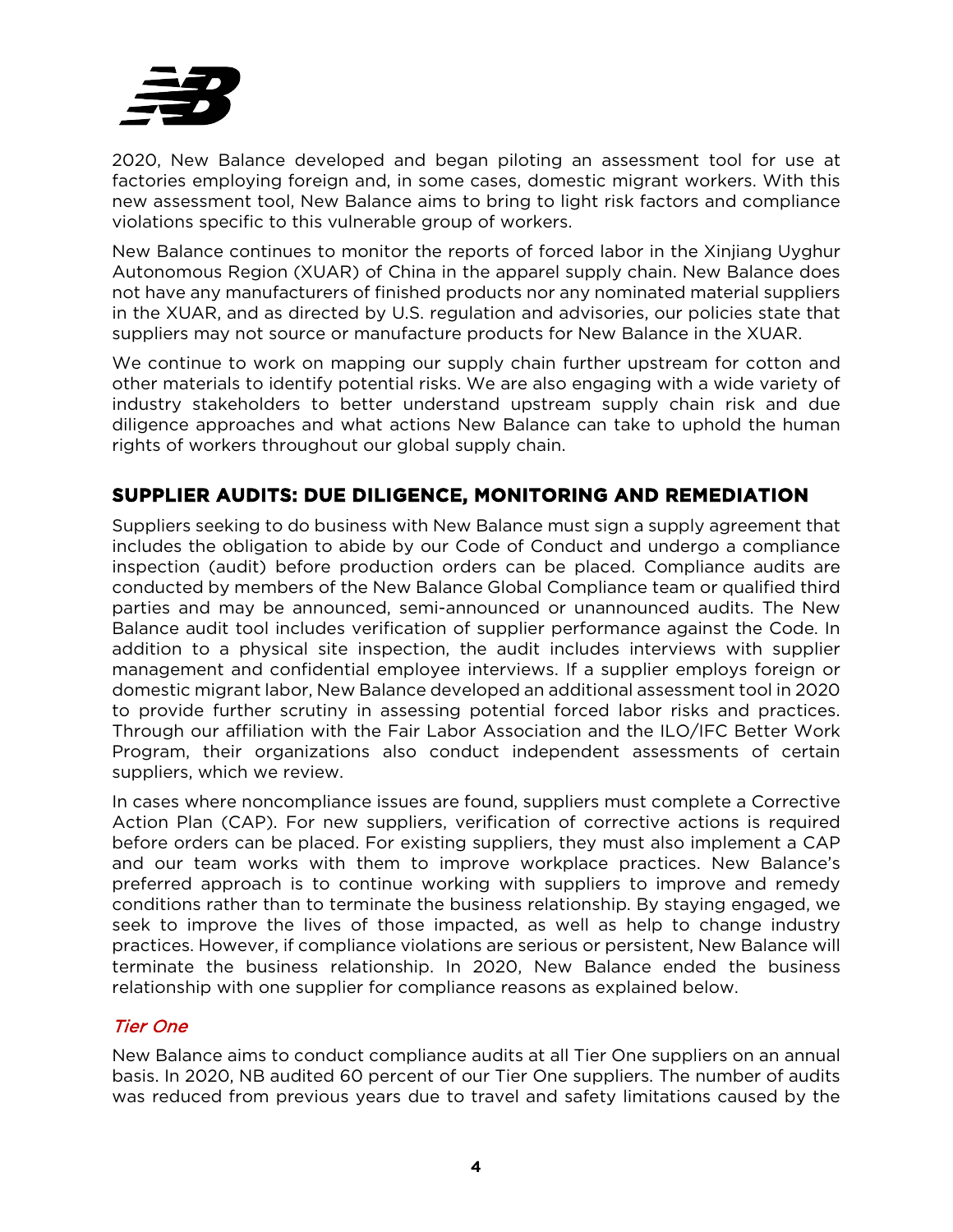2020, New Balance developed and began piloting an assessment tool for use at factories employing foreign and, in some cases, domestic migrant workers. With this new assessment tool, New Balance aims to bring to light risk factors and compliance violations specific to this vulnerable group of workers.

New Balance continues to monitor the reports of forced labor in the Xinjiang Uyghur Autonomous Region (XUAR) of China in the apparel supply chain. New Balance does not have any manufacturers of finished products nor any nominated material suppliers in the XUAR, and as directed by U.S. regulation and advisories, our policies state that suppliers may not source or manufacture products for New Balance in the XUAR.

We continue to work on mapping our supply chain further upstream for cotton and other materials to identify potential risks. We are also engaging with a wide variety of industry stakeholders to better understand upstream supply chain risk and due diligence approaches and what actions New Balance can take to uphold the human rights of workers throughout our global supply chain.

## SUPPLIER AUDITS: DUE DILIGENCE, MONITORING AND REMEDIATION

Suppliers seeking to do business with New Balance must sign a supply agreement that includes the obligation to abide by our Code of Conduct and undergo a compliance inspection (audit) before production orders can be placed. Compliance audits are conducted by members of the New Balance Global Compliance team or qualified third parties and may be announced, semi-announced or unannounced audits. The New Balance audit tool includes verification of supplier performance against the Code. In addition to a physical site inspection, the audit includes interviews with supplier management and confidential employee interviews. If a supplier employs foreign or domestic migrant labor, New Balance developed an additional assessment tool in 2020 to provide further scrutiny in assessing potential forced labor risks and practices. Through our affiliation with the Fair Labor Association and the ILO/IFC Better Work Program, their organizations also conduct independent assessments of certain suppliers, which we review.

In cases where noncompliance issues are found, suppliers must complete a Corrective Action Plan (CAP). For new suppliers, verification of corrective actions is required before orders can be placed. For existing suppliers, they must also implement a CAP and our team works with them to improve workplace practices. New Balance's preferred approach is to continue working with suppliers to improve and remedy conditions rather than to terminate the business relationship. By staying engaged, we seek to improve the lives of those impacted, as well as help to change industry practices. However, if compliance violations are serious or persistent, New Balance will terminate the business relationship. In 2020, New Balance ended the business relationship with one supplier for compliance reasons as explained below.

### *Tier One*

New Balance aims to conduct compliance audits at all Tier One suppliers on an annual basis. In 2020, NB audited 60 percent of our Tier One suppliers. The number of audits was reduced from previous years due to travel and safety limitations caused by the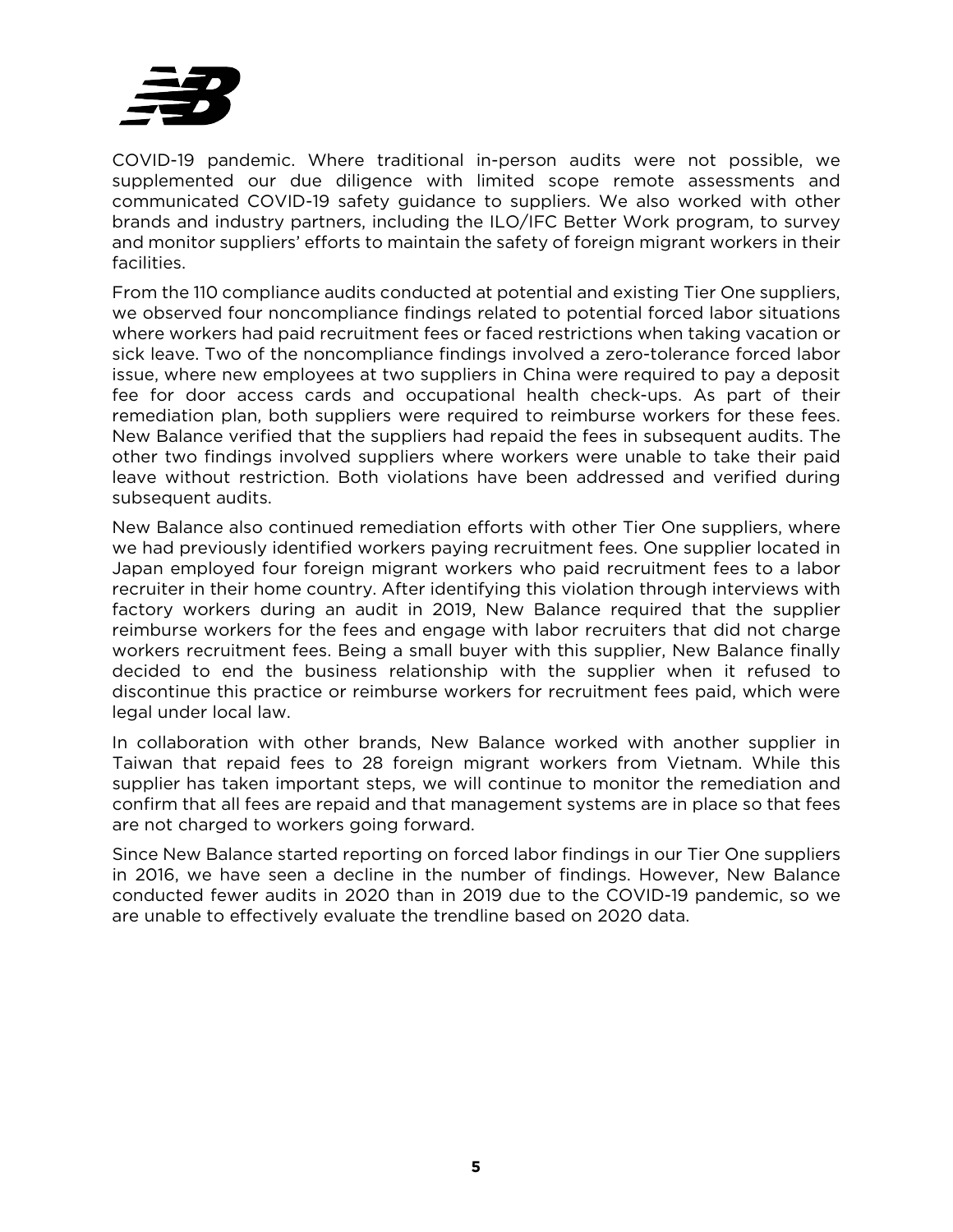COVID-19 pandemic. Where traditional in-person audits were not possible, we supplemented our due diligence with limited scope remote assessments and communicated COVID-19 safety guidance to suppliers. We also worked with other brands and industry partners, including the ILO/IFC Better Work program, to survey and monitor suppliers' efforts to maintain the safety of foreign migrant workers in their facilities.

From the 110 compliance audits conducted at potential and existing Tier One suppliers, we observed four noncompliance findings related to potential forced labor situations where workers had paid recruitment fees or faced restrictions when taking vacation or sick leave. Two of the noncompliance findings involved a zero-tolerance forced labor issue, where new employees at two suppliers in China were required to pay a deposit fee for door access cards and occupational health check-ups. As part of their remediation plan, both suppliers were required to reimburse workers for these fees. New Balance verified that the suppliers had repaid the fees in subsequent audits. The other two findings involved suppliers where workers were unable to take their paid leave without restriction. Both violations have been addressed and verified during subsequent audits.

New Balance also continued remediation efforts with other Tier One suppliers, where we had previously identified workers paying recruitment fees. One supplier located in Japan employed four foreign migrant workers who paid recruitment fees to a labor recruiter in their home country. After identifying this violation through interviews with factory workers during an audit in 2019, New Balance required that the supplier reimburse workers for the fees and engage with labor recruiters that did not charge workers recruitment fees. Being a small buyer with this supplier, New Balance finally decided to end the business relationship with the supplier when it refused to discontinue this practice or reimburse workers for recruitment fees paid, which were legal under local law.

In collaboration with other brands, New Balance worked with another supplier in Taiwan that repaid fees to 28 foreign migrant workers from Vietnam. While this supplier has taken important steps, we will continue to monitor the remediation and confirm that all fees are repaid and that management systems are in place so that fees are not charged to workers going forward.

Since New Balance started reporting on forced labor findings in our Tier One suppliers in 2016, we have seen a decline in the number of findings. However, New Balance conducted fewer audits in 2020 than in 2019 due to the COVID-19 pandemic, so we are unable to effectively evaluate the trendline based on 2020 data.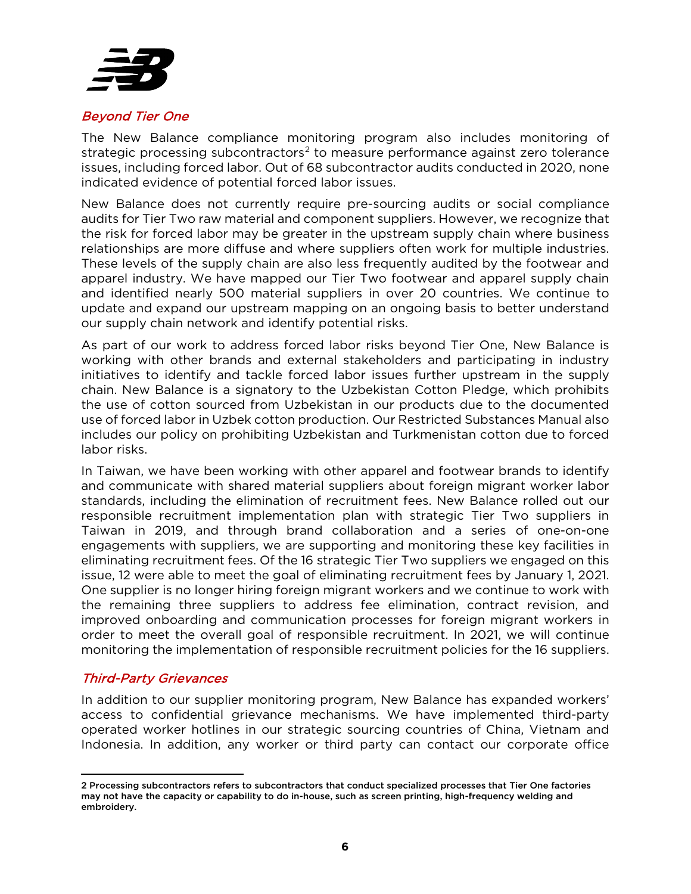### *Beyond Tier One*

The New Balance compliance monitoring program also includes monitoring of strategic processing subcontractors[2] to measure performance against zero tolerance issues, including forced labor. Out of 68 subcontractor audits conducted in 2020, none indicated evidence of potential forced labor issues.

New Balance does not currently require pre-sourcing audits or social compliance audits for Tier Two raw material and component suppliers. However, we recognize that the risk for forced labor may be greater in the upstream supply chain where business relationships are more diffuse and where suppliers often work for multiple industries. These levels of the supply chain are also less frequently audited by the footwear and apparel industry. We have mapped our Tier Two footwear and apparel supply chain and identified nearly 500 material suppliers in over 20 countries. We continue to update and expand our upstream mapping on an ongoing basis to better understand our supply chain network and identify potential risks.

As part of our work to address forced labor risks beyond Tier One, New Balance is working with other brands and external stakeholders and participating in industry initiatives to identify and tackle forced labor issues further upstream in the supply chain. New Balance is a signatory to the Uzbekistan Cotton Pledge, which prohibits the use of cotton sourced from Uzbekistan in our products due to the documented use of forced labor in Uzbek cotton production. Our Restricted Substances Manual also includes our policy on prohibiting Uzbekistan and Turkmenistan cotton due to forced labor risks.

In Taiwan, we have been working with other apparel and footwear brands to identify and communicate with shared material suppliers about foreign migrant worker labor standards, including the elimination of recruitment fees. New Balance rolled out our responsible recruitment implementation plan with strategic Tier Two suppliers in Taiwan in 2019, and through brand collaboration and a series of one-on-one engagements with suppliers, we are supporting and monitoring these key facilities in eliminating recruitment fees. Of the 16 strategic Tier Two suppliers we engaged on this issue, 12 were able to meet the goal of eliminating recruitment fees by January 1, 2021. One supplier is no longer hiring foreign migrant workers and we continue to work with the remaining three suppliers to address fee elimination, contract revision, and improved onboarding and communication processes for foreign migrant workers in order to meet the overall goal of responsible recruitment. In 2021, we will continue monitoring the implementation of responsible recruitment policies for the 16 suppliers.

### *Third-Party Grievances*

In addition to our supplier monitoring program, New Balance has expanded workers' access to confidential grievance mechanisms. We have implemented third-party operated worker hotlines in our strategic sourcing countries of China, Vietnam and Indonesia. In addition, any worker or third party can contact our corporate office

---

**2 Processing subcontractors refers to subcontractors that conduct specialized processes that Tier One factories may not have the capacity or capability to do in-house, such as screen printing, high-frequency welding and embroidery.**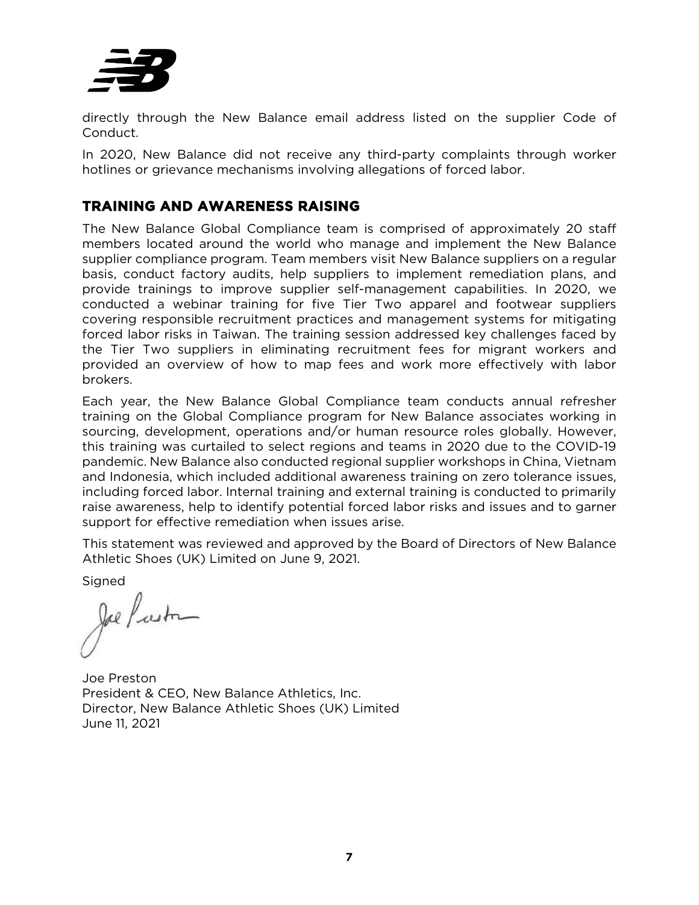directly through the New Balance email address listed on the supplier Code of Conduct.

In 2020, New Balance did not receive any third-party complaints through worker hotlines or grievance mechanisms involving allegations of forced labor.

## TRAINING AND AWARENESS RAISING

The New Balance Global Compliance team is comprised of approximately 20 staff members located around the world who manage and implement the New Balance supplier compliance program. Team members visit New Balance suppliers on a regular basis, conduct factory audits, help suppliers to implement remediation plans, and provide trainings to improve supplier self-management capabilities. In 2020, we conducted a webinar training for five Tier Two apparel and footwear suppliers covering responsible recruitment practices and management systems for mitigating forced labor risks in Taiwan. The training session addressed key challenges faced by the Tier Two suppliers in eliminating recruitment fees for migrant workers and provided an overview of how to map fees and work more effectively with labor brokers.

Each year, the New Balance Global Compliance team conducts annual refresher training on the Global Compliance program for New Balance associates working in sourcing, development, operations and/or human resource roles globally. However, this training was curtailed to select regions and teams in 2020 due to the COVID-19 pandemic. New Balance also conducted regional supplier workshops in China, Vietnam and Indonesia, which included additional awareness training on zero tolerance issues, including forced labor. Internal training and external training is conducted to primarily raise awareness, help to identify potential forced labor risks and issues and to garner support for effective remediation when issues arise.

This statement was reviewed and approved by the Board of Directors of New Balance Athletic Shoes (UK) Limited on June 9, 2021.

Signed

Joe Preston
President & CEO, New Balance Athletics, Inc.
Director, New Balance Athletic Shoes (UK) Limited
June 11, 2021